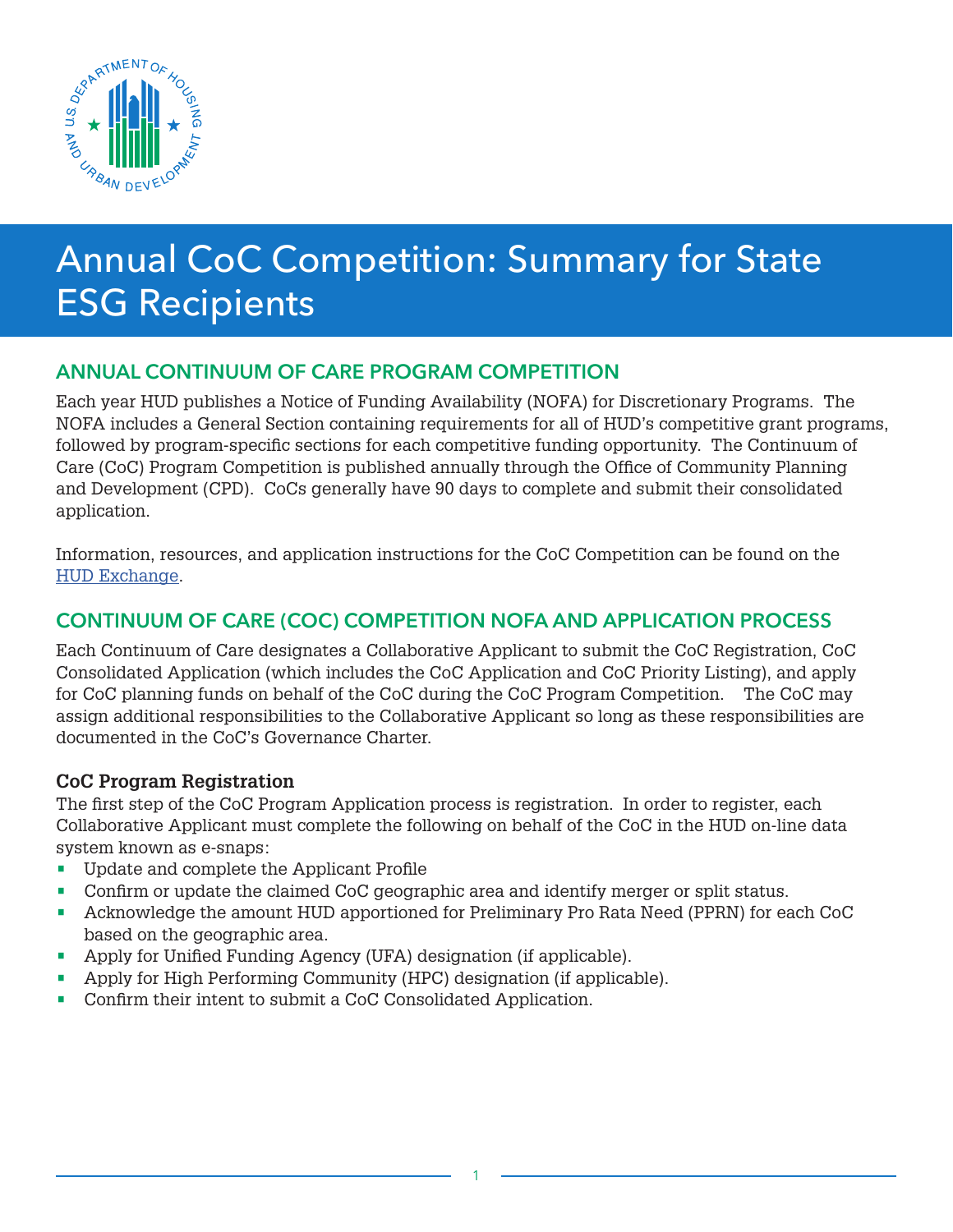# Annual CoC Competition: Summary for State ESG Recipients

## ANNUAL CONTINUUM OF CARE PROGRAM COMPETITION

Each year HUD publishes a Notice of Funding Availability (NOFA) for Discretionary Programs. The NOFA includes a General Section containing requirements for all of HUD's competitive grant programs, followed by program-specific sections for each competitive funding opportunity. The Continuum of Care (CoC) Program Competition is published annually through the Office of Community Planning and Development (CPD). CoCs generally have 90 days to complete and submit their consolidated application.

Information, resources, and application instructions for the CoC Competition can be found on the HUD Exchange.

## CONTINUUM OF CARE (COC) COMPETITION NOFA AND APPLICATION PROCESS

Each Continuum of Care designates a Collaborative Applicant to submit the CoC Registration, CoC Consolidated Application (which includes the CoC Application and CoC Priority Listing), and apply for CoC planning funds on behalf of the CoC during the CoC Program Competition. The CoC may assign additional responsibilities to the Collaborative Applicant so long as these responsibilities are documented in the CoC's Governance Charter.

### CoC Program Registration

The first step of the CoC Program Application process is registration. In order to register, each Collaborative Applicant must complete the following on behalf of the CoC in the HUD on-line data system known as e-snaps:

- Update and complete the Applicant Profile
- Confirm or update the claimed CoC geographic area and identify merger or split status.
- Acknowledge the amount HUD apportioned for Preliminary Pro Rata Need (PPRN) for each CoC based on the geographic area.
- Apply for Unified Funding Agency (UFA) designation (if applicable).
- Apply for High Performing Community (HPC) designation (if applicable).
- Confirm their intent to submit a CoC Consolidated Application.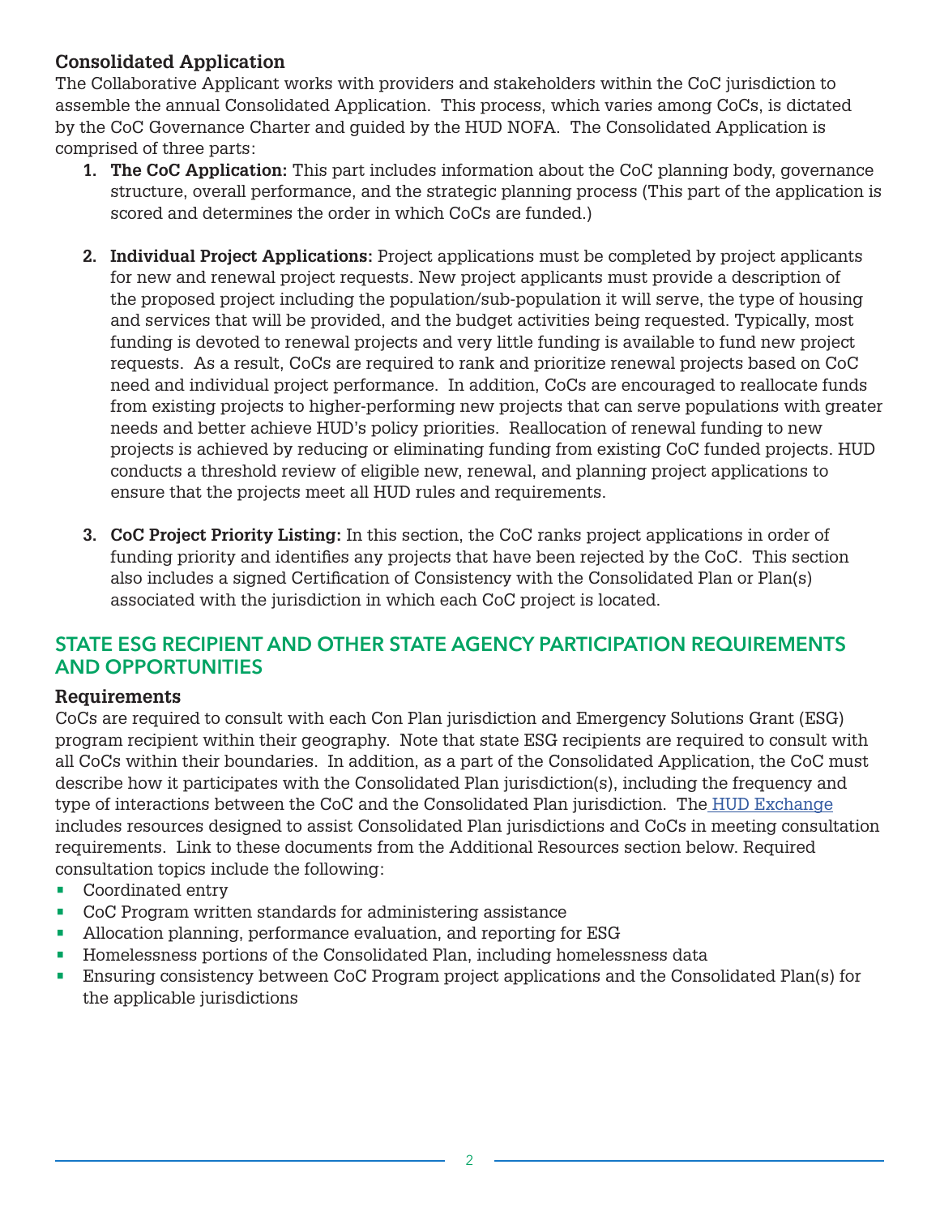**Consolidated Application**

The Collaborative Applicant works with providers and stakeholders within the CoC jurisdiction to assemble the annual Consolidated Application. This process, which varies among CoCs, is dictated by the CoC Governance Charter and guided by the HUD NOFA. The Consolidated Application is comprised of three parts:

1. **The CoC Application:** This part includes information about the CoC planning body, governance structure, overall performance, and the strategic planning process (This part of the application is scored and determines the order in which CoCs are funded.)

2. **Individual Project Applications:** Project applications must be completed by project applicants for new and renewal project requests. New project applicants must provide a description of the proposed project including the population/sub-population it will serve, the type of housing and services that will be provided, and the budget activities being requested. Typically, most funding is devoted to renewal projects and very little funding is available to fund new project requests. As a result, CoCs are required to rank and prioritize renewal projects based on CoC need and individual project performance. In addition, CoCs are encouraged to reallocate funds from existing projects to higher-performing new projects that can serve populations with greater needs and better achieve HUD's policy priorities. Reallocation of renewal funding to new projects is achieved by reducing or eliminating funding from existing CoC funded projects. HUD conducts a threshold review of eligible new, renewal, and planning project applications to ensure that the projects meet all HUD rules and requirements.

3. **CoC Project Priority Listing:** In this section, the CoC ranks project applications in order of funding priority and identifies any projects that have been rejected by the CoC. This section also includes a signed Certification of Consistency with the Consolidated Plan or Plan(s) associated with the jurisdiction in which each CoC project is located.

## STATE ESG RECIPIENT AND OTHER STATE AGENCY PARTICIPATION REQUIREMENTS AND OPPORTUNITIES

**Requirements**

CoCs are required to consult with each Con Plan jurisdiction and Emergency Solutions Grant (ESG) program recipient within their geography. Note that state ESG recipients are required to consult with all CoCs within their boundaries. In addition, as a part of the Consolidated Application, the CoC must describe how it participates with the Consolidated Plan jurisdiction(s), including the frequency and type of interactions between the CoC and the Consolidated Plan jurisdiction. The HUD Exchange includes resources designed to assist Consolidated Plan jurisdictions and CoCs in meeting consultation requirements. Link to these documents from the Additional Resources section below. Required consultation topics include the following:

- Coordinated entry
- CoC Program written standards for administering assistance
- Allocation planning, performance evaluation, and reporting for ESG
- Homelessness portions of the Consolidated Plan, including homelessness data
- Ensuring consistency between CoC Program project applications and the Consolidated Plan(s) for the applicable jurisdictions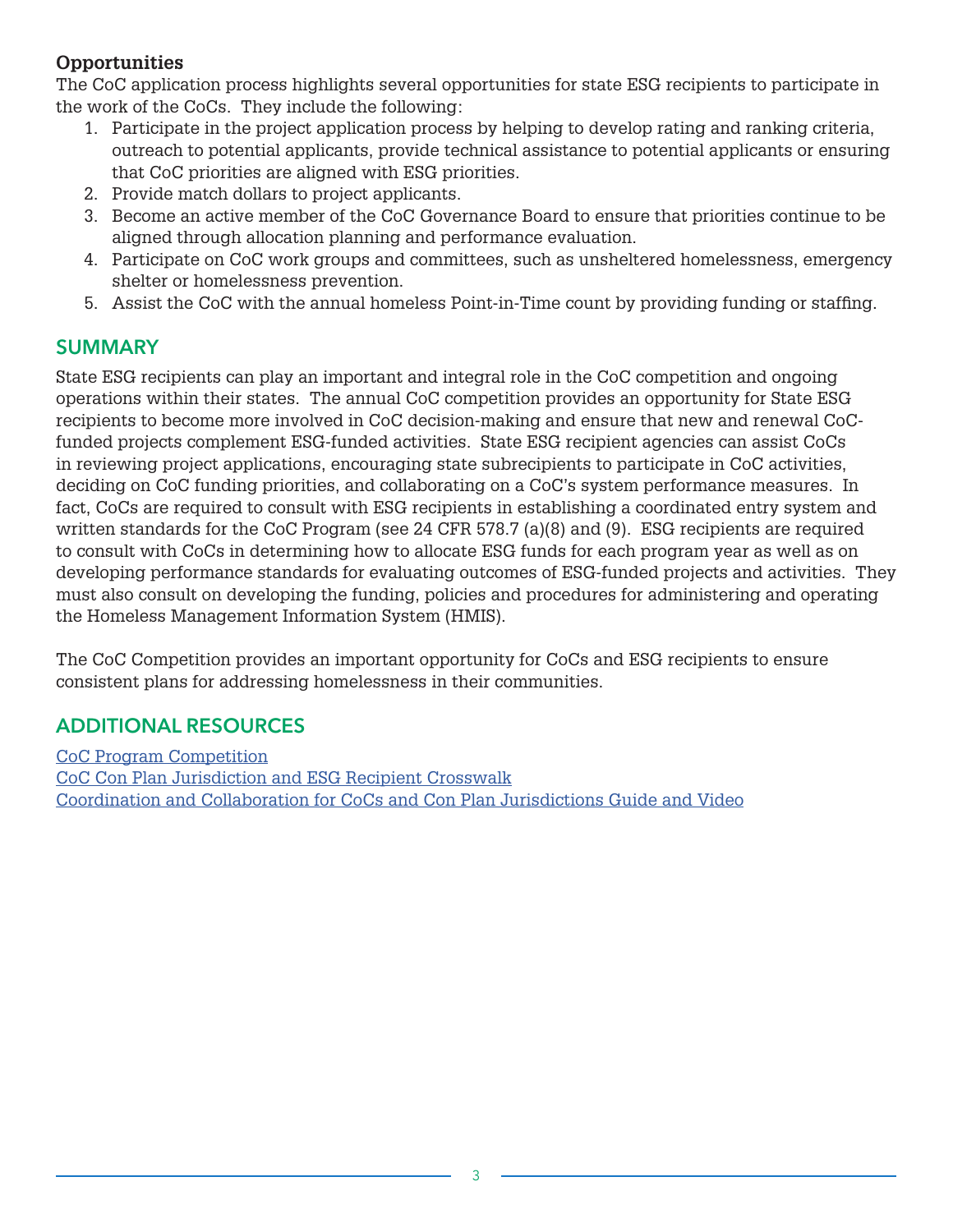**Opportunities**

The CoC application process highlights several opportunities for state ESG recipients to participate in the work of the CoCs. They include the following:

1. Participate in the project application process by helping to develop rating and ranking criteria, outreach to potential applicants, provide technical assistance to potential applicants or ensuring that CoC priorities are aligned with ESG priorities.
2. Provide match dollars to project applicants.
3. Become an active member of the CoC Governance Board to ensure that priorities continue to be aligned through allocation planning and performance evaluation.
4. Participate on CoC work groups and committees, such as unsheltered homelessness, emergency shelter or homelessness prevention.
5. Assist the CoC with the annual homeless Point-in-Time count by providing funding or staffing.

## SUMMARY

State ESG recipients can play an important and integral role in the CoC competition and ongoing operations within their states. The annual CoC competition provides an opportunity for State ESG recipients to become more involved in CoC decision-making and ensure that new and renewal CoC-funded projects complement ESG-funded activities. State ESG recipient agencies can assist CoCs in reviewing project applications, encouraging state subrecipients to participate in CoC activities, deciding on CoC funding priorities, and collaborating on a CoC's system performance measures. In fact, CoCs are required to consult with ESG recipients in establishing a coordinated entry system and written standards for the CoC Program (see 24 CFR 578.7 (a)(8) and (9). ESG recipients are required to consult with CoCs in determining how to allocate ESG funds for each program year as well as on developing performance standards for evaluating outcomes of ESG-funded projects and activities. They must also consult on developing the funding, policies and procedures for administering and operating the Homeless Management Information System (HMIS).

The CoC Competition provides an important opportunity for CoCs and ESG recipients to ensure consistent plans for addressing homelessness in their communities.

## ADDITIONAL RESOURCES

CoC Program Competition
CoC Con Plan Jurisdiction and ESG Recipient Crosswalk
Coordination and Collaboration for CoCs and Con Plan Jurisdictions Guide and Video